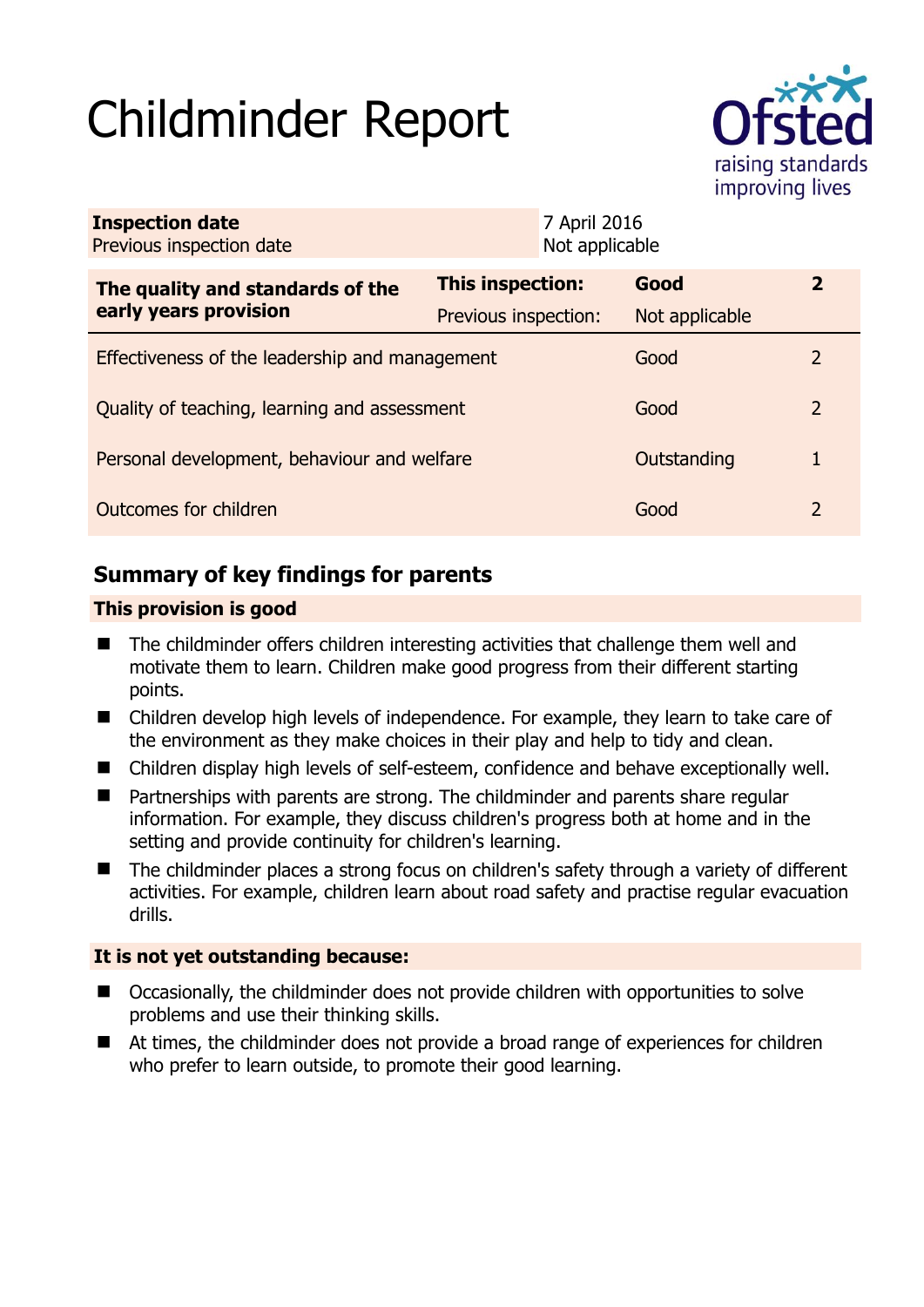# Childminder Report

| **Inspection date** | 7 April 2016 |
|---|---|
| Previous inspection date | Not applicable |

| **The quality and standards of the early years provision** | **This inspection:** | **Good** | **2** |
|---|---|---|---|
| | Previous inspection: | Not applicable | |
| Effectiveness of the leadership and management | | Good | 2 |
| Quality of teaching, learning and assessment | | Good | 2 |
| Personal development, behaviour and welfare | | Outstanding | 1 |
| Outcomes for children | | Good | 2 |

## Summary of key findings for parents

**This provision is good**

- The childminder offers children interesting activities that challenge them well and motivate them to learn. Children make good progress from their different starting points.
- Children develop high levels of independence. For example, they learn to take care of the environment as they make choices in their play and help to tidy and clean.
- Children display high levels of self-esteem, confidence and behave exceptionally well.
- Partnerships with parents are strong. The childminder and parents share regular information. For example, they discuss children's progress both at home and in the setting and provide continuity for children's learning.
- The childminder places a strong focus on children's safety through a variety of different activities. For example, children learn about road safety and practise regular evacuation drills.

**It is not yet outstanding because:**

- Occasionally, the childminder does not provide children with opportunities to solve problems and use their thinking skills.
- At times, the childminder does not provide a broad range of experiences for children who prefer to learn outside, to promote their good learning.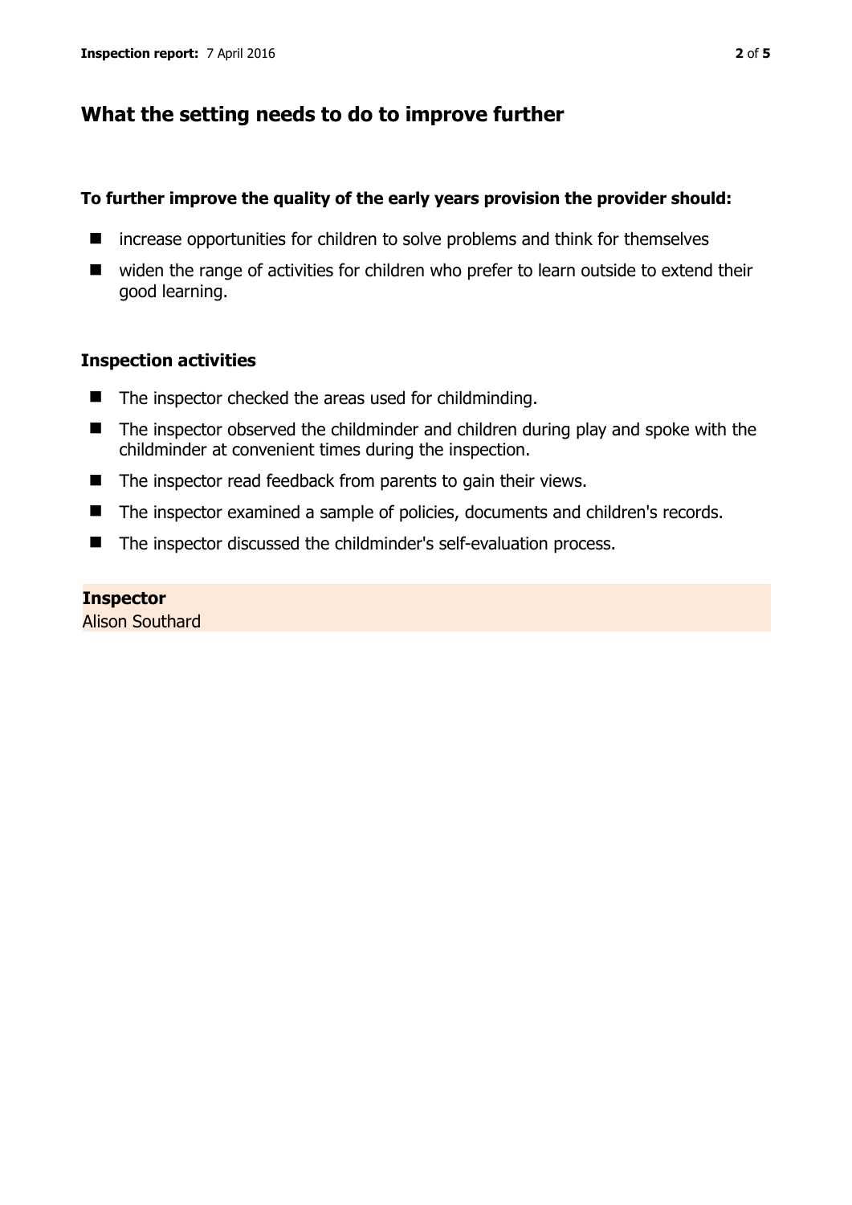## What the setting needs to do to improve further

**To further improve the quality of the early years provision the provider should:**

- increase opportunities for children to solve problems and think for themselves
- widen the range of activities for children who prefer to learn outside to extend their good learning.

### Inspection activities

- The inspector checked the areas used for childminding.
- The inspector observed the childminder and children during play and spoke with the childminder at convenient times during the inspection.
- The inspector read feedback from parents to gain their views.
- The inspector examined a sample of policies, documents and children's records.
- The inspector discussed the childminder's self-evaluation process.

**Inspector**
Alison Southard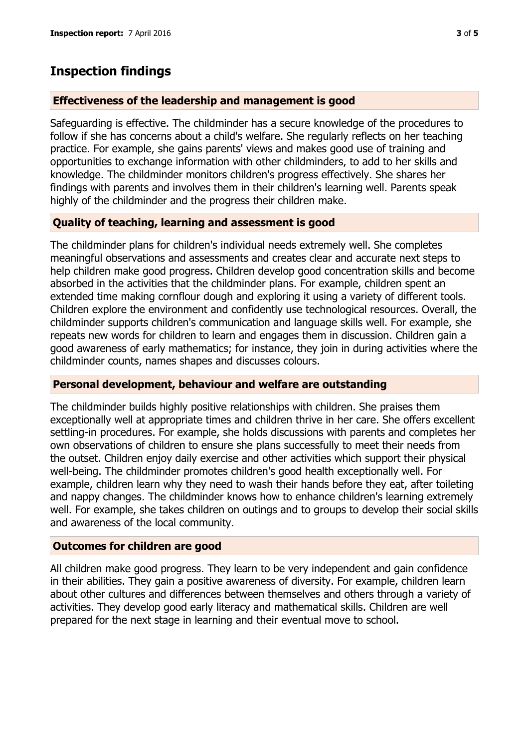## Inspection findings

### Effectiveness of the leadership and management is good

Safeguarding is effective. The childminder has a secure knowledge of the procedures to follow if she has concerns about a child's welfare. She regularly reflects on her teaching practice. For example, she gains parents' views and makes good use of training and opportunities to exchange information with other childminders, to add to her skills and knowledge. The childminder monitors children's progress effectively. She shares her findings with parents and involves them in their children's learning well. Parents speak highly of the childminder and the progress their children make.

### Quality of teaching, learning and assessment is good

The childminder plans for children's individual needs extremely well. She completes meaningful observations and assessments and creates clear and accurate next steps to help children make good progress. Children develop good concentration skills and become absorbed in the activities that the childminder plans. For example, children spent an extended time making cornflour dough and exploring it using a variety of different tools. Children explore the environment and confidently use technological resources. Overall, the childminder supports children's communication and language skills well. For example, she repeats new words for children to learn and engages them in discussion. Children gain a good awareness of early mathematics; for instance, they join in during activities where the childminder counts, names shapes and discusses colours.

### Personal development, behaviour and welfare are outstanding

The childminder builds highly positive relationships with children. She praises them exceptionally well at appropriate times and children thrive in her care. She offers excellent settling-in procedures. For example, she holds discussions with parents and completes her own observations of children to ensure she plans successfully to meet their needs from the outset. Children enjoy daily exercise and other activities which support their physical well-being. The childminder promotes children's good health exceptionally well. For example, children learn why they need to wash their hands before they eat, after toileting and nappy changes. The childminder knows how to enhance children's learning extremely well. For example, she takes children on outings and to groups to develop their social skills and awareness of the local community.

### Outcomes for children are good

All children make good progress. They learn to be very independent and gain confidence in their abilities. They gain a positive awareness of diversity. For example, children learn about other cultures and differences between themselves and others through a variety of activities. They develop good early literacy and mathematical skills. Children are well prepared for the next stage in learning and their eventual move to school.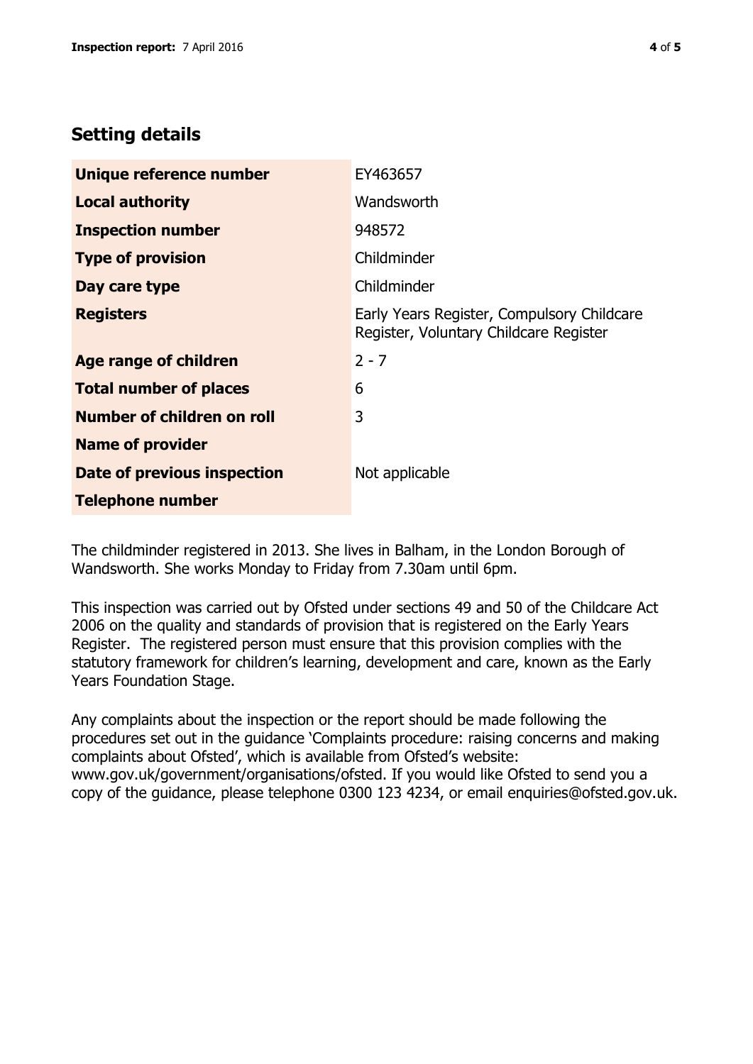## Setting details

| | |
|---|---|
| **Unique reference number** | EY463657 |
| **Local authority** | Wandsworth |
| **Inspection number** | 948572 |
| **Type of provision** | Childminder |
| **Day care type** | Childminder |
| **Registers** | Early Years Register, Compulsory Childcare Register, Voluntary Childcare Register |
| **Age range of children** | 2 - 7 |
| **Total number of places** | 6 |
| **Number of children on roll** | 3 |
| **Name of provider** | |
| **Date of previous inspection** | Not applicable |
| **Telephone number** | |

The childminder registered in 2013. She lives in Balham, in the London Borough of Wandsworth. She works Monday to Friday from 7.30am until 6pm.

This inspection was carried out by Ofsted under sections 49 and 50 of the Childcare Act 2006 on the quality and standards of provision that is registered on the Early Years Register. The registered person must ensure that this provision complies with the statutory framework for children's learning, development and care, known as the Early Years Foundation Stage.

Any complaints about the inspection or the report should be made following the procedures set out in the guidance 'Complaints procedure: raising concerns and making complaints about Ofsted', which is available from Ofsted's website: www.gov.uk/government/organisations/ofsted. If you would like Ofsted to send you a copy of the guidance, please telephone 0300 123 4234, or email enquiries@ofsted.gov.uk.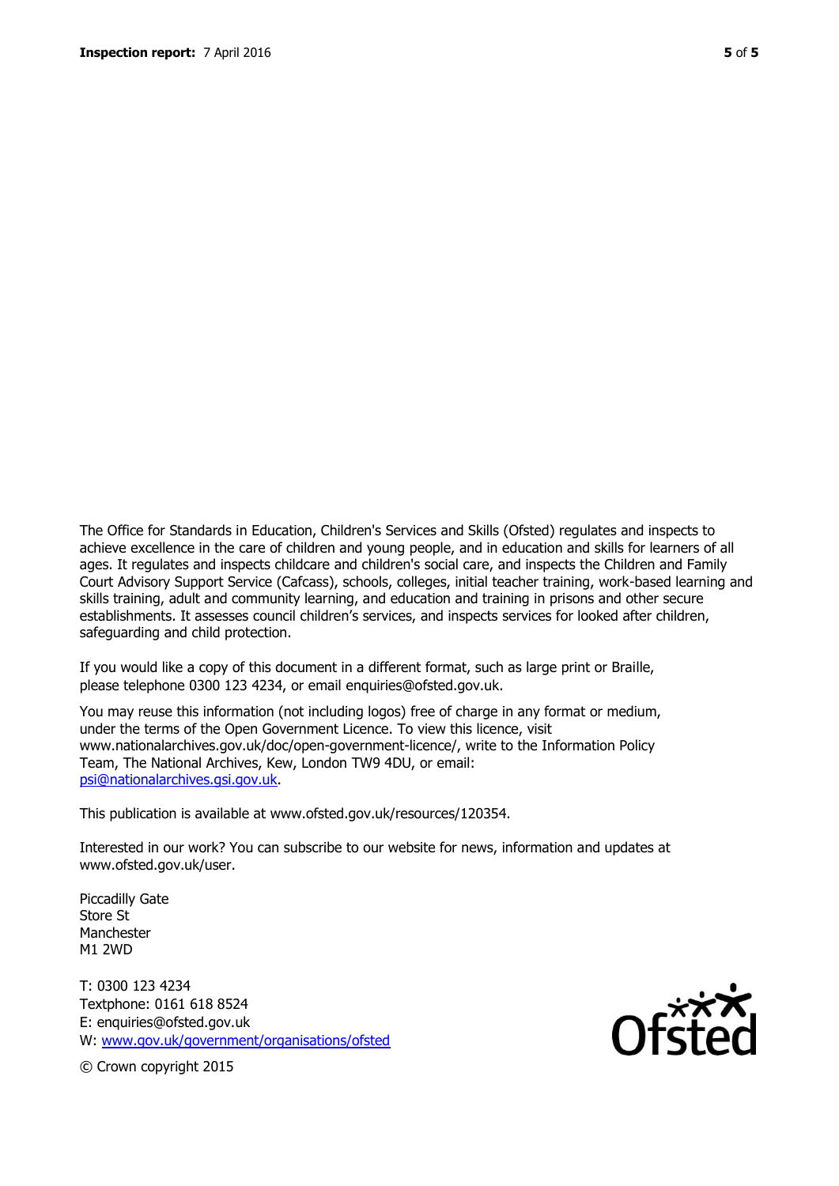The Office for Standards in Education, Children's Services and Skills (Ofsted) regulates and inspects to achieve excellence in the care of children and young people, and in education and skills for learners of all ages. It regulates and inspects childcare and children's social care, and inspects the Children and Family Court Advisory Support Service (Cafcass), schools, colleges, initial teacher training, work-based learning and skills training, adult and community learning, and education and training in prisons and other secure establishments. It assesses council children's services, and inspects services for looked after children, safeguarding and child protection.

If you would like a copy of this document in a different format, such as large print or Braille, please telephone 0300 123 4234, or email enquiries@ofsted.gov.uk.

You may reuse this information (not including logos) free of charge in any format or medium, under the terms of the Open Government Licence. To view this licence, visit www.nationalarchives.gov.uk/doc/open-government-licence/, write to the Information Policy Team, The National Archives, Kew, London TW9 4DU, or email: psi@nationalarchives.gsi.gov.uk.

This publication is available at www.ofsted.gov.uk/resources/120354.

Interested in our work? You can subscribe to our website for news, information and updates at www.ofsted.gov.uk/user.

Piccadilly Gate
Store St
Manchester
M1 2WD

T: 0300 123 4234
Textphone: 0161 618 8524
E: enquiries@ofsted.gov.uk
W: www.gov.uk/government/organisations/ofsted

© Crown copyright 2015